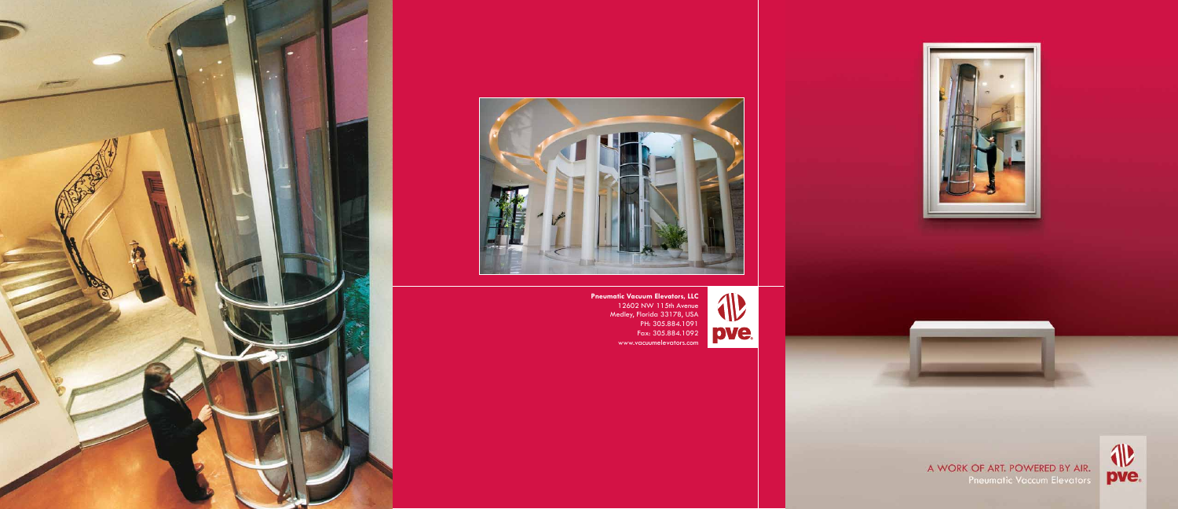**Pneumatic Vacuum Elevators, LLC**
12602 NW 115th Avenue
Medley, Florida 33178, USA
PH: 305.884.1091
Fax: 305.884.1092
www.vacuumelevators.com

pve.

A WORK OF ART. POWERED BY AIR.
Pneumatic Vaccum Elevators

pve.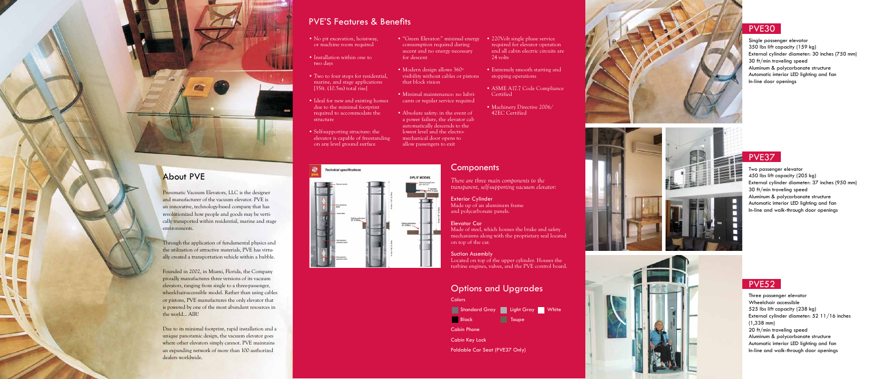## About PVE

Pneumatic Vacuum Elevators, LLC is the designer and manufacturer of the vacuum elevator. PVE is an innovative, technology-based company that has revolutionized how people and goods may be vertically transported within residential, marine and stage environments.

Through the application of fundamental physics and the utilization of attractive materials, PVE has virtually created a transportation vehicle within a bubble.

Founded in 2002, in Miami, Florida, the Company proudly manufactures three versions of its vacuum elevators, ranging from single to a three-passenger, wheelchair-accessible model. Rather than using cables or pistons, PVE manufactures the only elevator that is powered by one of the most abundant resources in the world... AIR!

Due to its minimal footprint, rapid installation and a unique panoramic design, the vacuum elevator goes where other elevators simply cannot. PVE maintains an expanding network of more than 100 authorized dealers worldwide.

## PVE'S Features & Benefits

- No pit excavation, hoist-way, or machine room required
- Installation within one to two days
- Two to four stops for residential, marine, and stage applications [35ft. (10.5m) total rise]
- Ideal for new and existing homes due to the minimal footprint required to accommodate the structure
- Self-supporting structure: the elevator is capable of freestanding on any level ground surface
- "Green Elevator:" minimal energy consumption required during ascent and no energy necessary for descent
- Modern design allows 360° visibility without cables or pistons that block vision
- Minimal maintenance: no lubricants or regular service required
- Absolute safety: in the event of a power failure, the elevator cab automatically descends to the lowest level and the electro-mechanical door opens to allow passengers to exit
- 220Volt single phase service required for elevator operation and all cabin electric circuits are 24 volts
- Extremely smooth starting and stopping operations
- ASME A17.7 Code Compliance Certified
- Machinery Directive 2006/42EC Certified

Technical specifications

SPLIT MODEL

## Components

*There are three main components to the transparent, self-supporting vacuum elevator:*

**Exterior Cylinder**
Made up of an aluminum frame and polycarbonate panels.

**Elevator Car**
Made of steel, which houses the brake and safety mechanisms along with the proprietary seal located on top of the car.

**Suction Assembly**
Located on top of the upper cylinder. Houses the turbine engines, valves, and the PVE control board.

## Options and Upgrades

**Colors**

Standard Gray, Light Gray, White, Black, Taupe

Cabin Phone

Cabin Key Lock

Foldable Car Seat (PVE37 Only)

## PVE30

Single passenger elevator
350 lbs lift capacity (159 kg)
External cylinder diameter: 30 inches (750 mm)
30 ft/min traveling speed
Aluminum & polycarbonate structure
Automatic interior LED lighting and fan
In-line door openings

## PVE37

Two passenger elevator
450 lbs lift capacity (205 kg)
External cylinder diameter: 37 inches (950 mm)
30 ft/min traveling speed
Aluminum & polycarbonate structure
Automatic interior LED lighting and fan
In-line and walk-through door openings

## PVE52

Three passenger elevator
Wheelchair accessible
525 lbs lift capacity (238 kg)
External cylinder diameter: 52 11/16 inches (1,338 mm)
20 ft/min traveling speed
Aluminum & polycarbonate structure
Automatic interior LED lighting and fan
In-line and walk-through door openings